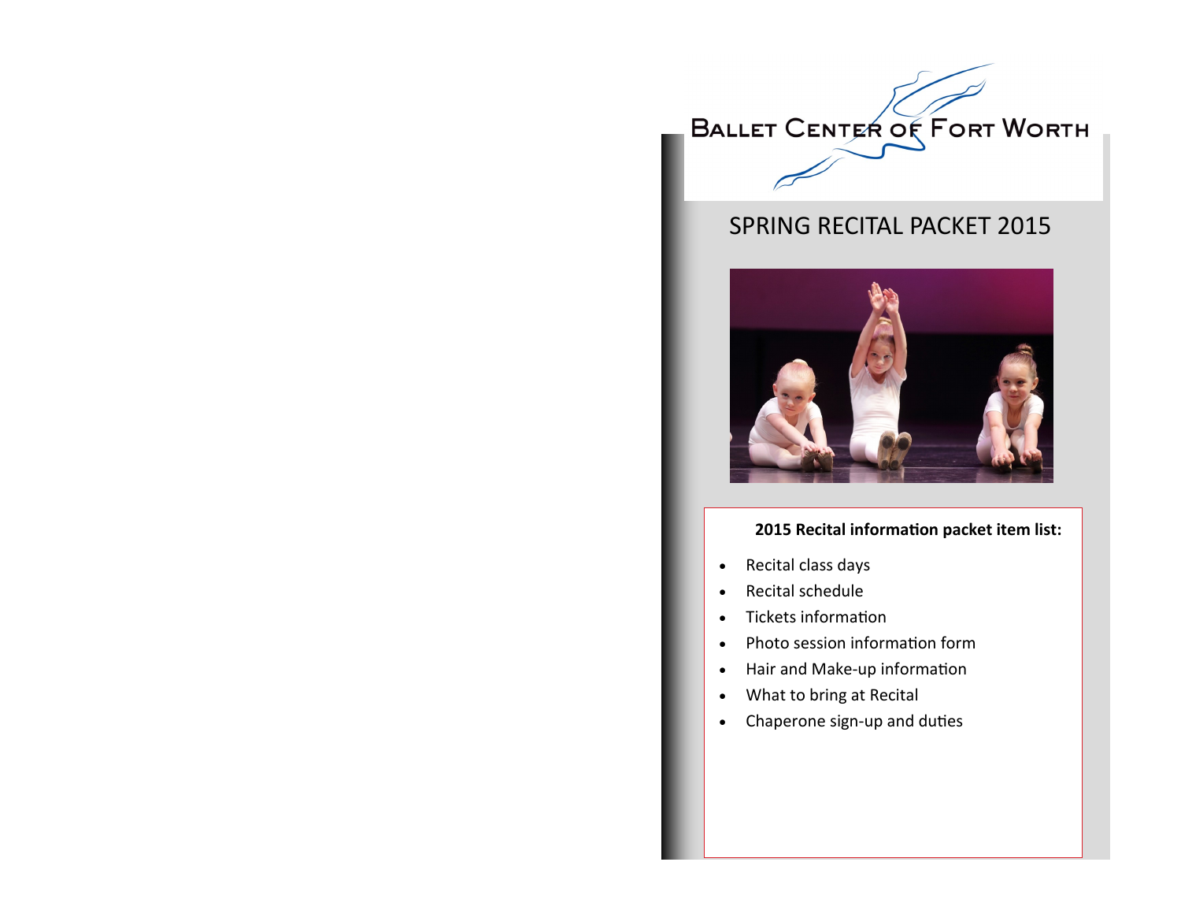# Ballet Center of Fort Worth

## SPRING RECITAL PACKET 2015

**2015 Recital information packet item list:**

- Recital class days
- Recital schedule
- Tickets information
- Photo session information form
- Hair and Make-up information
- What to bring at Recital
- Chaperone sign-up and duties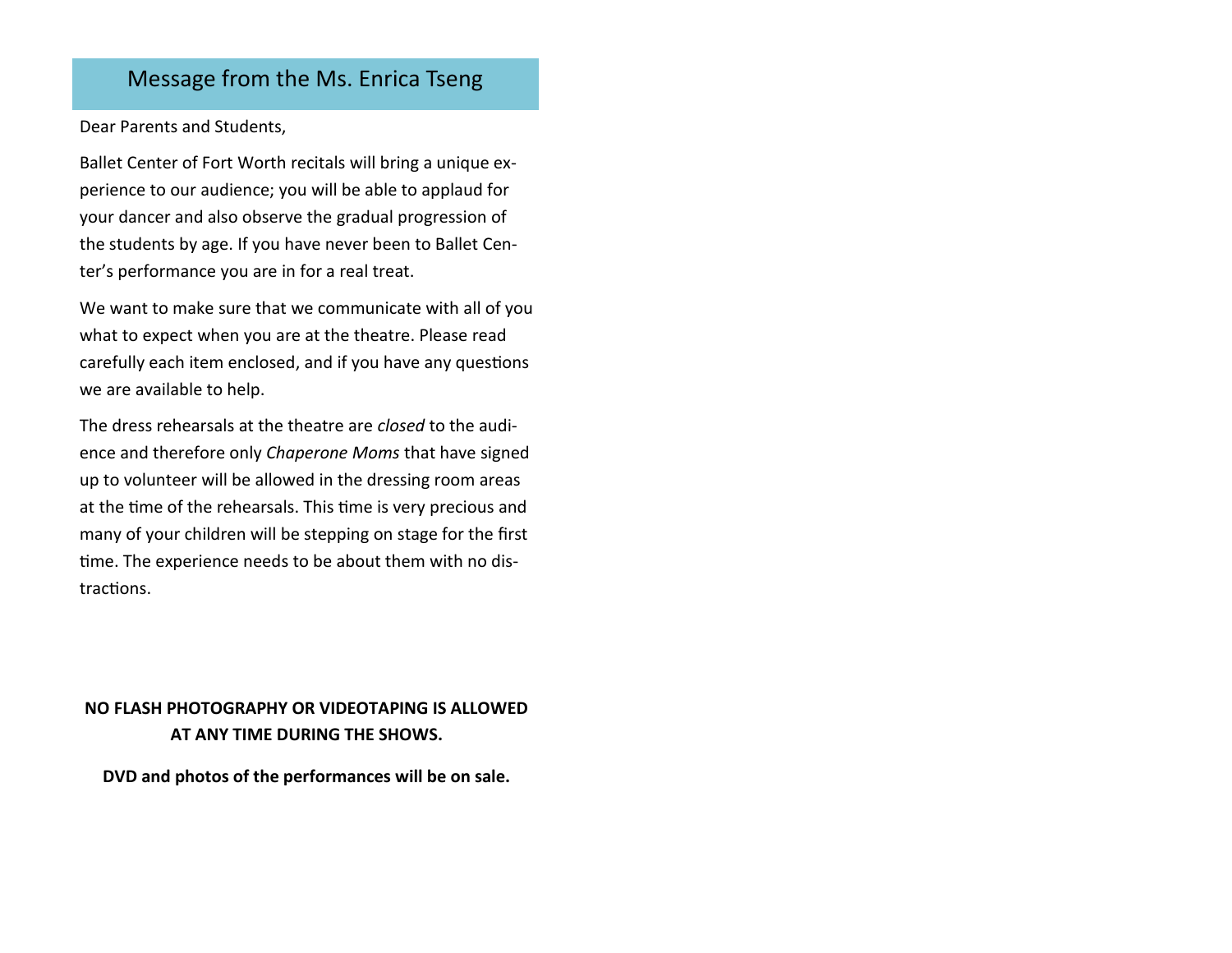## Message from the Ms. Enrica Tseng

Dear Parents and Students,

Ballet Center of Fort Worth recitals will bring a unique experience to our audience; you will be able to applaud for your dancer and also observe the gradual progression of the students by age. If you have never been to Ballet Center's performance you are in for a real treat.

We want to make sure that we communicate with all of you what to expect when you are at the theatre. Please read carefully each item enclosed, and if you have any questions we are available to help.

The dress rehearsals at the theatre are *closed* to the audience and therefore only *Chaperone Moms* that have signed up to volunteer will be allowed in the dressing room areas at the time of the rehearsals. This time is very precious and many of your children will be stepping on stage for the first time. The experience needs to be about them with no distractions.

**NO FLASH PHOTOGRAPHY OR VIDEOTAPING IS ALLOWED AT ANY TIME DURING THE SHOWS.**

**DVD and photos of the performances will be on sale.**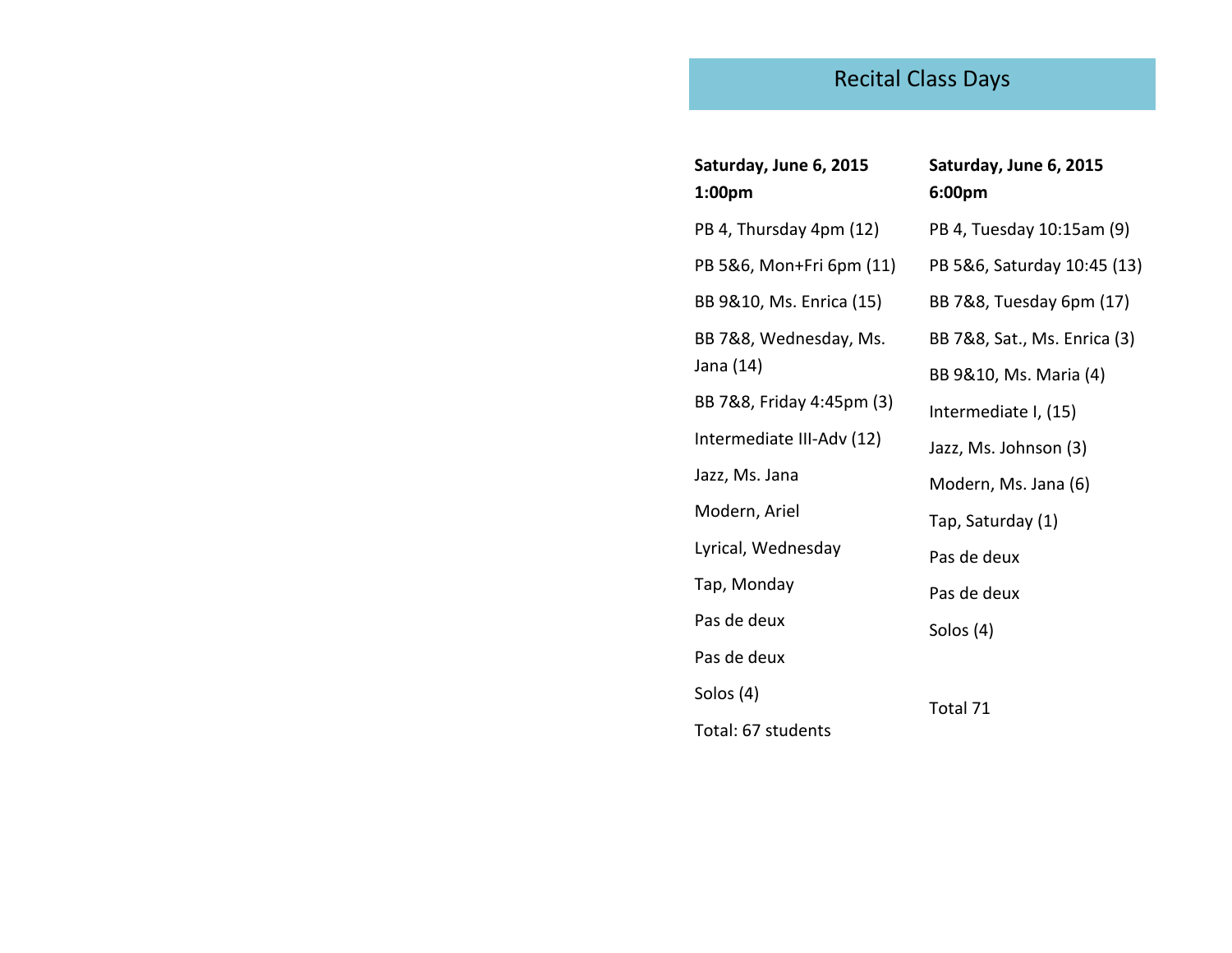# Recital Class Days

**Saturday, June 6, 2015**
**1:00pm**

PB 4, Thursday 4pm (12)

PB 5&6, Mon+Fri 6pm (11)

BB 9&10, Ms. Enrica (15)

BB 7&8, Wednesday, Ms. Jana (14)

BB 7&8, Friday 4:45pm (3)

Intermediate III-Adv (12)

Jazz, Ms. Jana

Modern, Ariel

Lyrical, Wednesday

Tap, Monday

Pas de deux

Pas de deux

Solos (4)

Total: 67 students

**Saturday, June 6, 2015**
**6:00pm**

PB 4, Tuesday 10:15am (9)

PB 5&6, Saturday 10:45 (13)

BB 7&8, Tuesday 6pm (17)

BB 7&8, Sat., Ms. Enrica (3)

BB 9&10, Ms. Maria (4)

Intermediate I, (15)

Jazz, Ms. Johnson (3)

Modern, Ms. Jana (6)

Tap, Saturday (1)

Pas de deux

Pas de deux

Solos (4)

Total 71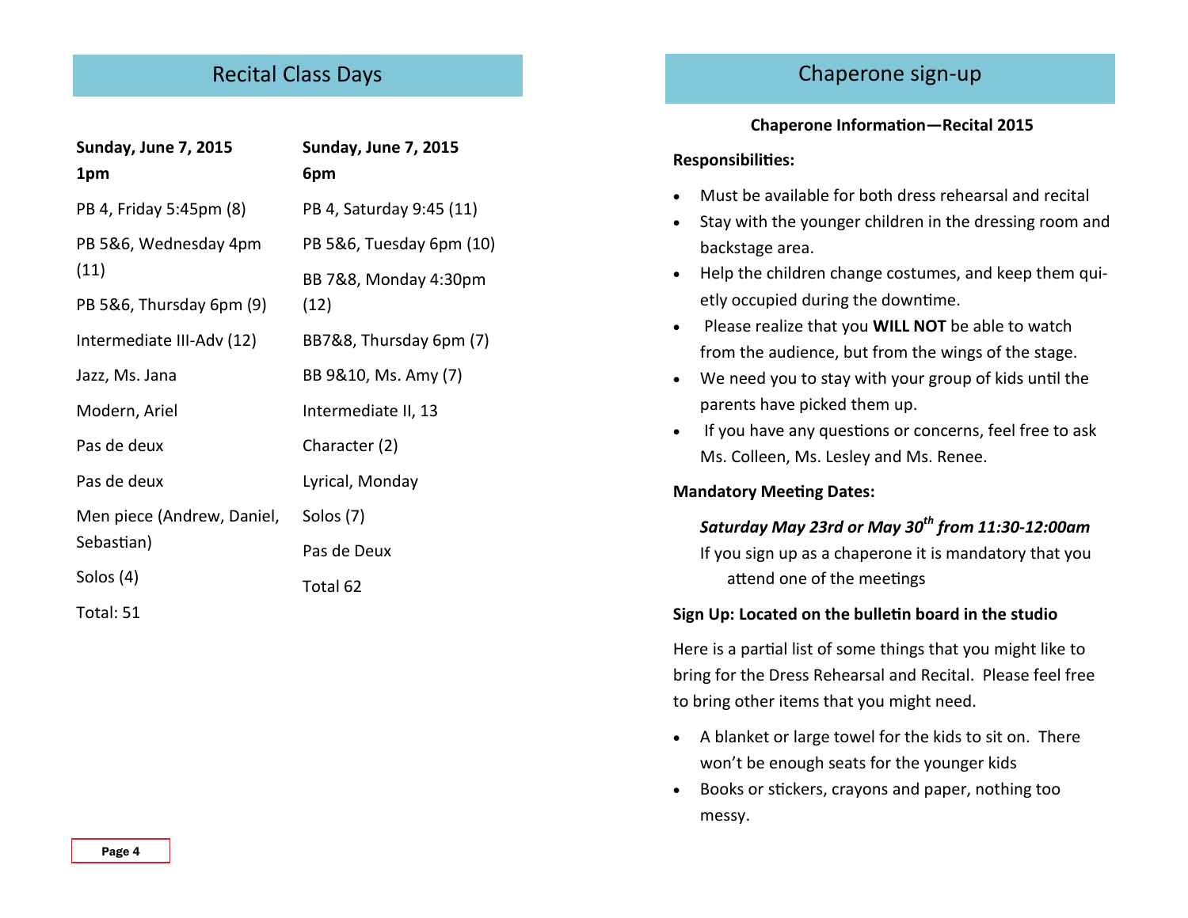## Recital Class Days

**Sunday, June 7, 2015**
**1pm**

PB 4, Friday 5:45pm (8)

PB 5&6, Wednesday 4pm (11)

PB 5&6, Thursday 6pm (9)

Intermediate III-Adv (12)

Jazz, Ms. Jana

Modern, Ariel

Pas de deux

Pas de deux

Men piece (Andrew, Daniel, Sebastian)

Solos (4)

Total: 51

**Sunday, June 7, 2015**
**6pm**

PB 4, Saturday 9:45 (11)

PB 5&6, Tuesday 6pm (10)

BB 7&8, Monday 4:30pm (12)

BB7&8, Thursday 6pm (7)

BB 9&10, Ms. Amy (7)

Intermediate II, 13

Character (2)

Lyrical, Monday

Solos (7)

Pas de Deux

Total 62

## Chaperone sign-up

**Chaperone Information—Recital 2015**

**Responsibilities:**

- Must be available for both dress rehearsal and recital
- Stay with the younger children in the dressing room and backstage area.
- Help the children change costumes, and keep them quietly occupied during the downtime.
- Please realize that you **WILL NOT** be able to watch from the audience, but from the wings of the stage.
- We need you to stay with your group of kids until the parents have picked them up.
- If you have any questions or concerns, feel free to ask Ms. Colleen, Ms. Lesley and Ms. Renee.

**Mandatory Meeting Dates:**

***Saturday May 23rd or May 30th from 11:30-12:00am***
If you sign up as a chaperone it is mandatory that you attend one of the meetings

**Sign Up: Located on the bulletin board in the studio**

Here is a partial list of some things that you might like to bring for the Dress Rehearsal and Recital. Please feel free to bring other items that you might need.

- A blanket or large towel for the kids to sit on. There won't be enough seats for the younger kids
- Books or stickers, crayons and paper, nothing too messy.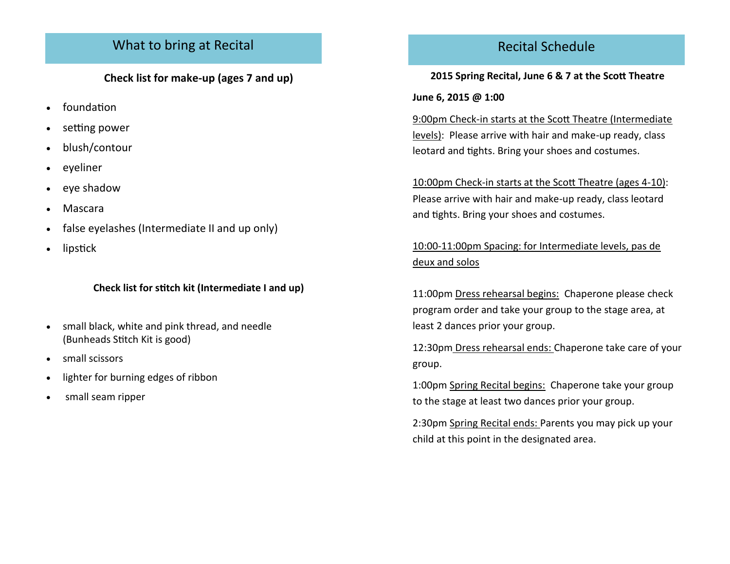## What to bring at Recital

**Check list for make-up (ages 7 and up)**

- foundation
- setting power
- blush/contour
- eyeliner
- eye shadow
- Mascara
- false eyelashes (Intermediate II and up only)
- lipstick

**Check list for stitch kit (Intermediate I and up)**

- small black, white and pink thread, and needle (Bunheads Stitch Kit is good)
- small scissors
- lighter for burning edges of ribbon
- small seam ripper

## Recital Schedule

**2015 Spring Recital, June 6 & 7 at the Scott Theatre**

**June 6, 2015 @ 1:00**

9:00pm Check-in starts at the Scott Theatre (Intermediate levels): Please arrive with hair and make-up ready, class leotard and tights. Bring your shoes and costumes.

10:00pm Check-in starts at the Scott Theatre (ages 4-10): Please arrive with hair and make-up ready, class leotard and tights. Bring your shoes and costumes.

10:00-11:00pm Spacing: for Intermediate levels, pas de deux and solos

11:00pm Dress rehearsal begins: Chaperone please check program order and take your group to the stage area, at least 2 dances prior your group.

12:30pm Dress rehearsal ends: Chaperone take care of your group.

1:00pm Spring Recital begins: Chaperone take your group to the stage at least two dances prior your group.

2:30pm Spring Recital ends: Parents you may pick up your child at this point in the designated area.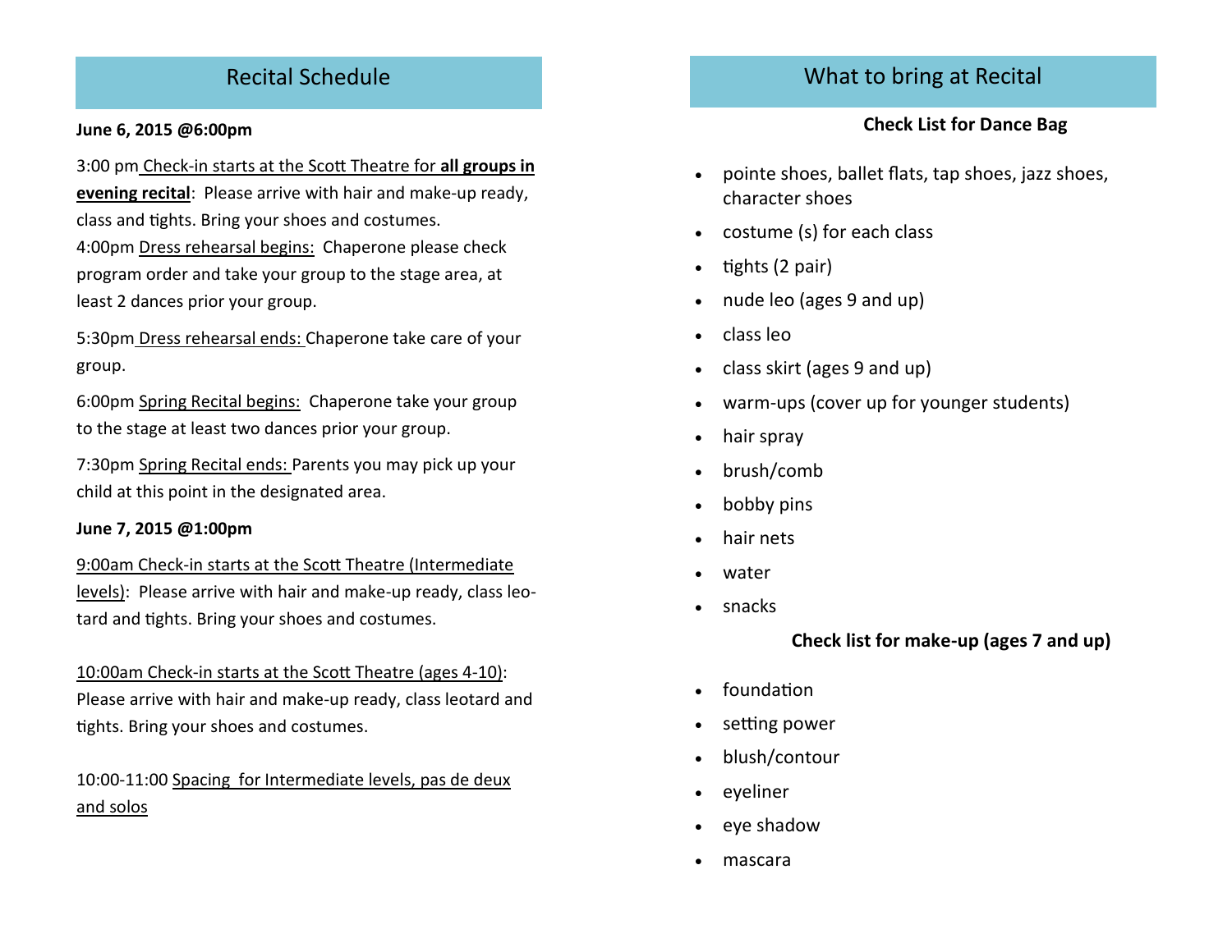## Recital Schedule

**June 6, 2015 @6:00pm**

3:00 pm Check-in starts at the Scott Theatre for **all groups in evening recital**: Please arrive with hair and make-up ready, class and tights. Bring your shoes and costumes.
4:00pm Dress rehearsal begins: Chaperone please check program order and take your group to the stage area, at least 2 dances prior your group.

5:30pm Dress rehearsal ends: Chaperone take care of your group.

6:00pm Spring Recital begins: Chaperone take your group to the stage at least two dances prior your group.

7:30pm Spring Recital ends: Parents you may pick up your child at this point in the designated area.

**June 7, 2015 @1:00pm**

9:00am Check-in starts at the Scott Theatre (Intermediate levels): Please arrive with hair and make-up ready, class leotard and tights. Bring your shoes and costumes.

10:00am Check-in starts at the Scott Theatre (ages 4-10): Please arrive with hair and make-up ready, class leotard and tights. Bring your shoes and costumes.

10:00-11:00 Spacing for Intermediate levels, pas de deux and solos

## What to bring at Recital

**Check List for Dance Bag**

- pointe shoes, ballet flats, tap shoes, jazz shoes, character shoes
- costume (s) for each class
- tights (2 pair)
- nude leo (ages 9 and up)
- class leo
- class skirt (ages 9 and up)
- warm-ups (cover up for younger students)
- hair spray
- brush/comb
- bobby pins
- hair nets
- water
- snacks

**Check list for make-up (ages 7 and up)**

- foundation
- setting power
- blush/contour
- eyeliner
- eye shadow
- mascara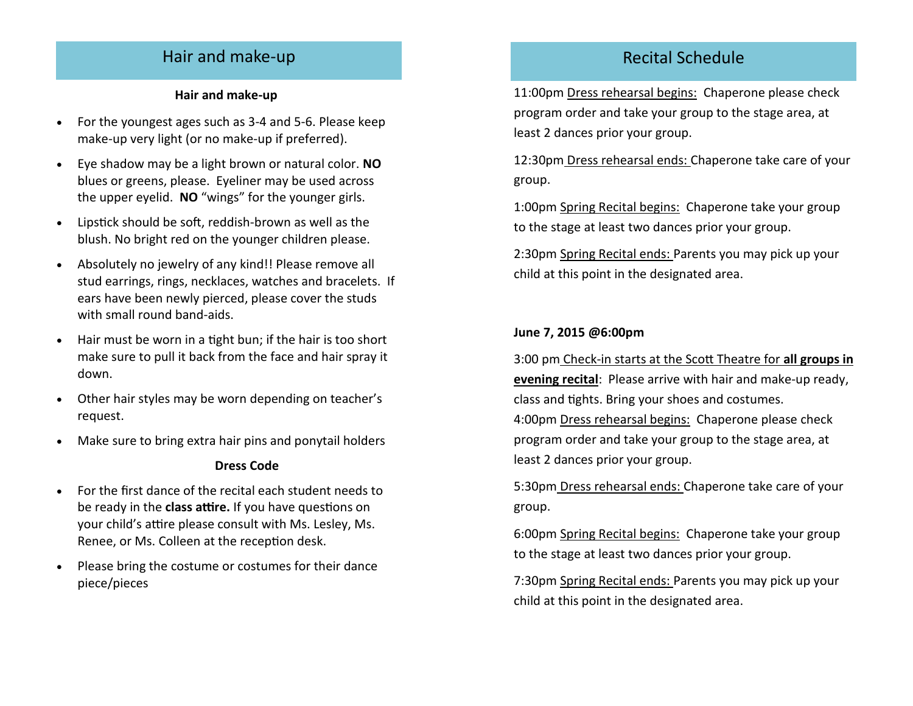## Hair and make-up

**Hair and make-up**

- For the youngest ages such as 3-4 and 5-6. Please keep make-up very light (or no make-up if preferred).
- Eye shadow may be a light brown or natural color. **NO** blues or greens, please. Eyeliner may be used across the upper eyelid. **NO** "wings" for the younger girls.
- Lipstick should be soft, reddish-brown as well as the blush. No bright red on the younger children please.
- Absolutely no jewelry of any kind!! Please remove all stud earrings, rings, necklaces, watches and bracelets. If ears have been newly pierced, please cover the studs with small round band-aids.
- Hair must be worn in a tight bun; if the hair is too short make sure to pull it back from the face and hair spray it down.
- Other hair styles may be worn depending on teacher's request.
- Make sure to bring extra hair pins and ponytail holders

**Dress Code**

- For the first dance of the recital each student needs to be ready in the **class attire.** If you have questions on your child's attire please consult with Ms. Lesley, Ms. Renee, or Ms. Colleen at the reception desk.
- Please bring the costume or costumes for their dance piece/pieces

## Recital Schedule

11:00pm Dress rehearsal begins: Chaperone please check program order and take your group to the stage area, at least 2 dances prior your group.

12:30pm Dress rehearsal ends: Chaperone take care of your group.

1:00pm Spring Recital begins: Chaperone take your group to the stage at least two dances prior your group.

2:30pm Spring Recital ends: Parents you may pick up your child at this point in the designated area.

**June 7, 2015 @6:00pm**

3:00 pm Check-in starts at the Scott Theatre for **all groups in evening recital**: Please arrive with hair and make-up ready, class and tights. Bring your shoes and costumes.

4:00pm Dress rehearsal begins: Chaperone please check program order and take your group to the stage area, at least 2 dances prior your group.

5:30pm Dress rehearsal ends: Chaperone take care of your group.

6:00pm Spring Recital begins: Chaperone take your group to the stage at least two dances prior your group.

7:30pm Spring Recital ends: Parents you may pick up your child at this point in the designated area.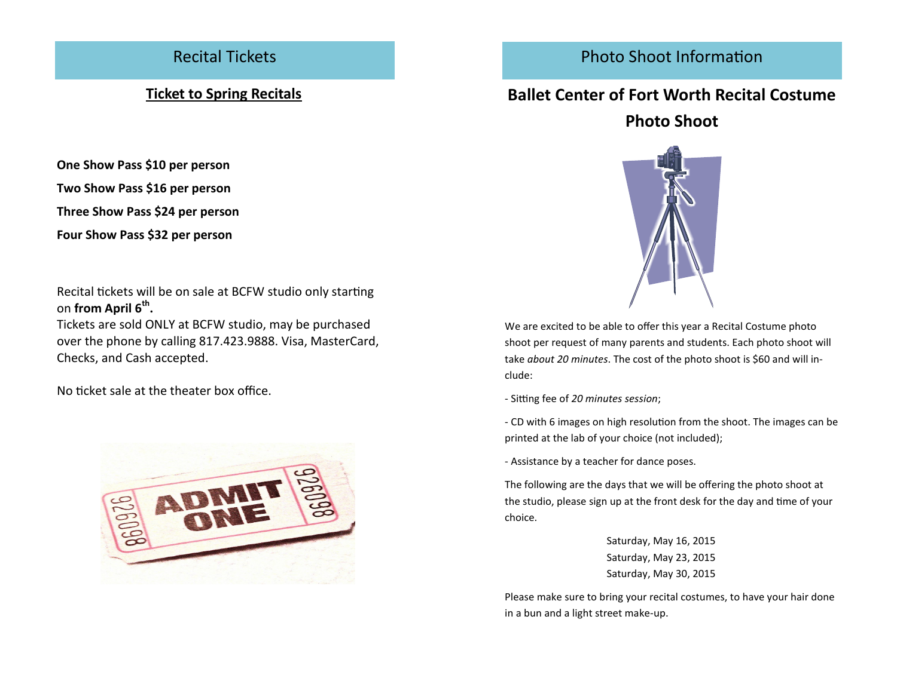## Recital Tickets

**<u>Ticket to Spring Recitals</u>**

**One Show Pass $10 per person**

**Two Show Pass $16 per person**

**Three Show Pass $24 per person**

**Four Show Pass $32 per person**

Recital tickets will be on sale at BCFW studio only starting on **from April 6th.**
Tickets are sold ONLY at BCFW studio, may be purchased over the phone by calling 817.423.9888. Visa, MasterCard, Checks, and Cash accepted.

No ticket sale at the theater box office.

## Photo Shoot Information

### Ballet Center of Fort Worth Recital Costume Photo Shoot

We are excited to be able to offer this year a Recital Costume photo shoot per request of many parents and students. Each photo shoot will take *about 20 minutes*. The cost of the photo shoot is $60 and will include:

- Sitting fee of *20 minutes session*;

- CD with 6 images on high resolution from the shoot. The images can be printed at the lab of your choice (not included);

- Assistance by a teacher for dance poses.

The following are the days that we will be offering the photo shoot at the studio, please sign up at the front desk for the day and time of your choice.

Saturday, May 16, 2015
Saturday, May 23, 2015
Saturday, May 30, 2015

Please make sure to bring your recital costumes, to have your hair done in a bun and a light street make-up.